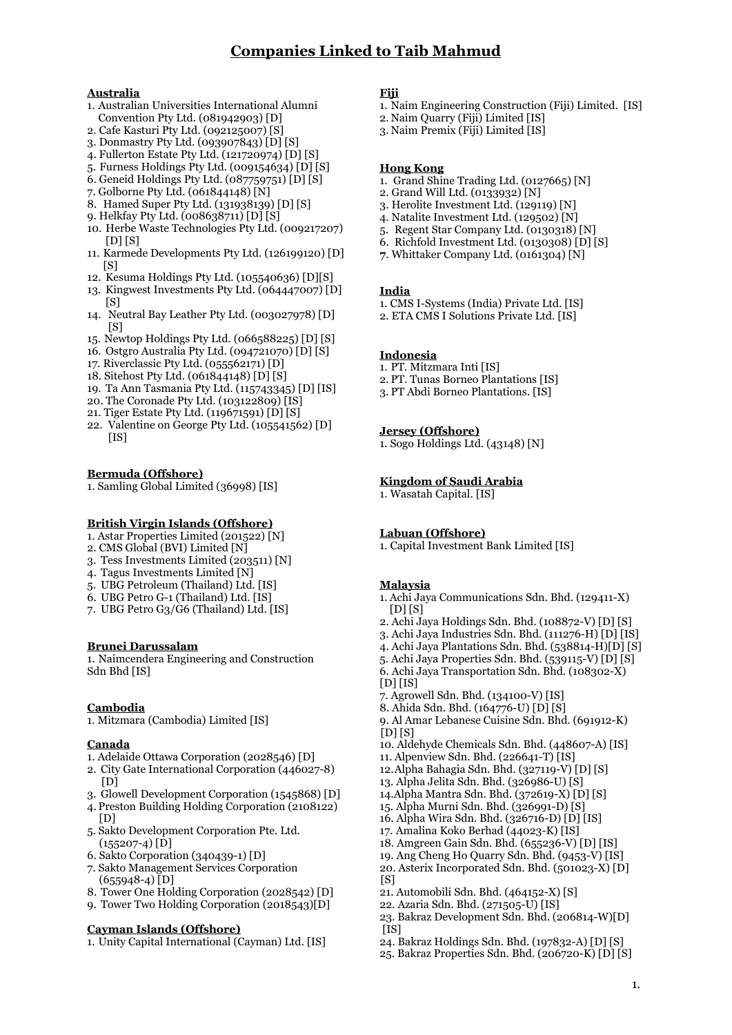# Companies Linked to Taib Mahmud

## Australia

1. Australian Universities International Alumni Convention Pty Ltd. (081942903) [D]
2. Cafe Kasturi Pty Ltd. (092125007) [S]
3. Donmastry Pty Ltd. (093907843) [D] [S]
4. Fullerton Estate Pty Ltd. (121720974) [D] [S]
5. Furness Holdings Pty Ltd. (009154634) [D] [S]
6. Geneid Holdings Pty Ltd. (087759751) [D] [S]
7. Golborne Pty Ltd. (061844148) [N]
8. Hamed Super Pty Ltd. (131938139) [D] [S]
9. Helkfay Pty Ltd. (008638711) [D] [S]
10. Herbe Waste Technologies Pty Ltd. (009217207) [D] [S]
11. Karmede Developments Pty Ltd. (126199120) [D] [S]
12. Kesuma Holdings Pty Ltd. (105540636) [D][S]
13. Kingwest Investments Pty Ltd. (064447007) [D] [S]
14. Neutral Bay Leather Pty Ltd. (003027978) [D] [S]
15. Newtop Holdings Pty Ltd. (066588225) [D] [S]
16. Ostgro Australia Pty Ltd. (094721070) [D] [S]
17. Riverclassic Pty Ltd. (055562171) [D]
18. Sitehost Pty Ltd. (061844148) [D] [S]
19. Ta Ann Tasmania Pty Ltd. (115743345) [D] [IS]
20. The Coronade Pty Ltd. (103122809) [IS]
21. Tiger Estate Pty Ltd. (119671591) [D] [S]
22. Valentine on George Pty Ltd. (105541562) [D] [IS]

## Bermuda (Offshore)

1. Samling Global Limited (36998) [IS]

## British Virgin Islands (Offshore)

1. Astar Properties Limited (201522) [N]
2. CMS Global (BVI) Limited [N]
3. Tess Investments Limited (203511) [N]
4. Tagus Investments Limited [N]
5. UBG Petroleum (Thailand) Ltd. [IS]
6. UBG Petro G-1 (Thailand) Ltd. [IS]
7. UBG Petro G3/G6 (Thailand) Ltd. [IS]

## Brunei Darussalam

1. Naimcendera Engineering and Construction Sdn Bhd [IS]

## Cambodia

1. Mitzmara (Cambodia) Limited [IS]

## Canada

1. Adelaide Ottawa Corporation (2028546) [D]
2. City Gate International Corporation (446027-8) [D]
3. Glowell Development Corporation (1545868) [D]
4. Preston Building Holding Corporation (2108122) [D]
5. Sakto Development Corporation Pte. Ltd. (155207-4) [D]
6. Sakto Corporation (340439-1) [D]
7. Sakto Management Services Corporation (655948-4) [D]
8. Tower One Holding Corporation (2028542) [D]
9. Tower Two Holding Corporation (2018543)[D]

## Cayman Islands (Offshore)

1. Unity Capital International (Cayman) Ltd. [IS]

## Fiji

1. Naim Engineering Construction (Fiji) Limited. [IS]
2. Naim Quarry (Fiji) Limited [IS]
3. Naim Premix (Fiji) Limited [IS]

## Hong Kong

1. Grand Shine Trading Ltd. (0127665) [N]
2. Grand Will Ltd. (0133932) [N]
3. Herolite Investment Ltd. (129119) [N]
4. Natalite Investment Ltd. (129502) [N]
5. Regent Star Company Ltd. (0130318) [N]
6. Richfold Investment Ltd. (0130308) [D] [S]
7. Whittaker Company Ltd. (0161304) [N]

## India

1. CMS I-Systems (India) Private Ltd. [IS]
2. ETA CMS I Solutions Private Ltd. [IS]

## Indonesia

1. PT. Mitzmara Inti [IS]
2. PT. Tunas Borneo Plantations [IS]
3. PT Abdi Borneo Plantations. [IS]

## Jersey (Offshore)

1. Sogo Holdings Ltd. (43148) [N]

## Kingdom of Saudi Arabia

1. Wasatah Capital. [IS]

## Labuan (Offshore)

1. Capital Investment Bank Limited [IS]

## Malaysia

1. Achi Jaya Communications Sdn. Bhd. (129411-X) [D] [S]
2. Achi Jaya Holdings Sdn. Bhd. (108872-V) [D] [S]
3. Achi Jaya Industries Sdn. Bhd. (111276-H) [D] [IS]
4. Achi Jaya Plantations Sdn. Bhd. (538814-H)[D] [S]
5. Achi Jaya Properties Sdn. Bhd. (539115-V) [D] [S]
6. Achi Jaya Transportation Sdn. Bhd. (108302-X) [D] [IS]
7. Agrowell Sdn. Bhd. (134100-V) [IS]
8. Ahida Sdn. Bhd. (164776-U) [D] [S]
9. Al Amar Lebanese Cuisine Sdn. Bhd. (691912-K) [D] [S]
10. Aldehyde Chemicals Sdn. Bhd. (448607-A) [IS]
11. Alpenview Sdn. Bhd. (226641-T) [IS]
12. Alpha Bahagia Sdn. Bhd. (327119-V) [D] [S]
13. Alpha Jelita Sdn. Bhd. (326986-U) [S]
14. Alpha Mantra Sdn. Bhd. (372619-X) [D] [S]
15. Alpha Murni Sdn. Bhd. (326991-D) [S]
16. Alpha Wira Sdn. Bhd. (326716-D) [D] [IS]
17. Amalina Koko Berhad (44023-K) [IS]
18. Amgreen Gain Sdn. Bhd. (655236-V) [D] [IS]
19. Ang Cheng Ho Quarry Sdn. Bhd. (9453-V) [IS]
20. Asterix Incorporated Sdn. Bhd. (501023-X) [D] [S]
21. Automobili Sdn. Bhd. (464152-X) [S]
22. Azaria Sdn. Bhd. (271505-U) [IS]
23. Bakraz Development Sdn. Bhd. (206814-W)[D] [IS]
24. Bakraz Holdings Sdn. Bhd. (197832-A) [D] [S]
25. Bakraz Properties Sdn. Bhd. (206720-K) [D] [S]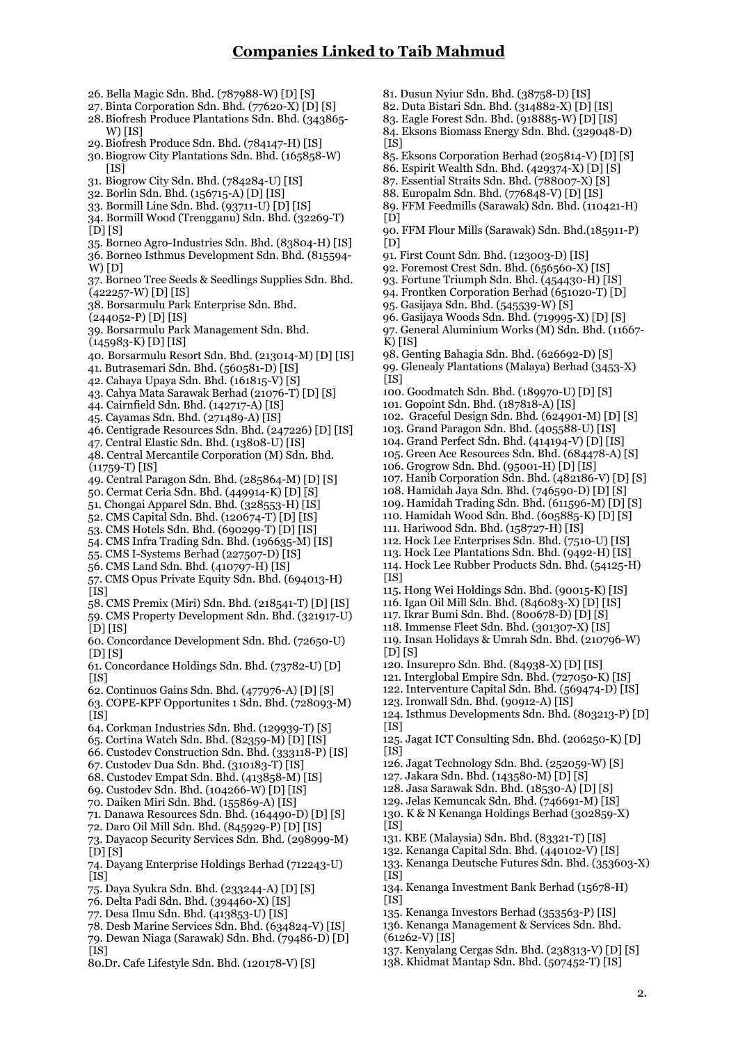# Companies Linked to Taib Mahmud

26. Bella Magic Sdn. Bhd. (787988-W) [D] [S]
27. Binta Corporation Sdn. Bhd. (77620-X) [D] [S]
28. Biofresh Produce Plantations Sdn. Bhd. (343865-W) [IS]
29. Biofresh Produce Sdn. Bhd. (784147-H) [IS]
30. Biogrow City Plantations Sdn. Bhd. (165858-W) [IS]
31. Biogrow City Sdn. Bhd. (784284-U) [IS]
32. Borlin Sdn. Bhd. (156715-A) [D] [IS]
33. Bormill Line Sdn. Bhd. (93711-U) [D] [IS]
34. Bormill Wood (Trengganu) Sdn. Bhd. (32269-T) [D] [S]
35. Borneo Agro-Industries Sdn. Bhd. (83804-H) [IS]
36. Borneo Isthmus Development Sdn. Bhd. (815594-W) [D]
37. Borneo Tree Seeds & Seedlings Supplies Sdn. Bhd. (422257-W) [D] [IS]
38. Borsarmulu Park Enterprise Sdn. Bhd. (244052-P) [D] [IS]
39. Borsarmulu Park Management Sdn. Bhd. (145983-K) [D] [IS]
40. Borsarmulu Resort Sdn. Bhd. (213014-M) [D] [IS]
41. Butrasemari Sdn. Bhd. (560581-D) [IS]
42. Cahaya Upaya Sdn. Bhd. (161815-V) [S]
43. Cahya Mata Sarawak Berhad (21076-T) [D] [S]
44. Cairnfield Sdn. Bhd. (142717-A) [IS]
45. Cayamas Sdn. Bhd. (271489-A) [IS]
46. Centigrade Resources Sdn. Bhd. (247226) [D] [IS]
47. Central Elastic Sdn. Bhd. (13808-U) [IS]
48. Central Mercantile Corporation (M) Sdn. Bhd. (11759-T) [IS]
49. Central Paragon Sdn. Bhd. (285864-M) [D] [S]
50. Cermat Ceria Sdn. Bhd. (449914-K) [D] [S]
51. Chongai Apparel Sdn. Bhd. (328553-H) [IS]
52. CMS Capital Sdn. Bhd. (120674-T) [D] [IS]
53. CMS Hotels Sdn. Bhd. (690299-T) [D] [IS]
54. CMS Infra Trading Sdn. Bhd. (196635-M) [IS]
55. CMS I-Systems Berhad (227507-D) [IS]
56. CMS Land Sdn. Bhd. (410797-H) [IS]
57. CMS Opus Private Equity Sdn. Bhd. (694013-H) [IS]
58. CMS Premix (Miri) Sdn. Bhd. (218541-T) [D] [IS]
59. CMS Property Development Sdn. Bhd. (321917-U) [D] [IS]
60. Concordance Development Sdn. Bhd. (72650-U) [D] [S]
61. Concordance Holdings Sdn. Bhd. (73782-U) [D] [IS]
62. Continuos Gains Sdn. Bhd. (477976-A) [D] [S]
63. COPE-KPF Opportunites 1 Sdn. Bhd. (728093-M) [IS]
64. Corkman Industries Sdn. Bhd. (129939-T) [S]
65. Cortina Watch Sdn. Bhd. (82359-M) [D] [IS]
66. Custodev Construction Sdn. Bhd. (333118-P) [IS]
67. Custodev Dua Sdn. Bhd. (310183-T) [IS]
68. Custodev Empat Sdn. Bhd. (413858-M) [IS]
69. Custodev Sdn. Bhd. (104266-W) [D] [IS]
70. Daiken Miri Sdn. Bhd. (155869-A) [IS]
71. Danawa Resources Sdn. Bhd. (164490-D) [D] [S]
72. Daro Oil Mill Sdn. Bhd. (845929-P) [D] [IS]
73. Dayacop Security Services Sdn. Bhd. (298999-M) [D] [S]
74. Dayang Enterprise Holdings Berhad (712243-U) [IS]
75. Daya Syukra Sdn. Bhd. (233244-A) [D] [S]
76. Delta Padi Sdn. Bhd. (394460-X) [IS]
77. Desa Ilmu Sdn. Bhd. (413853-U) [IS]
78. Desb Marine Services Sdn. Bhd. (634824-V) [IS]
79. Dewan Niaga (Sarawak) Sdn. Bhd. (79486-D) [D] [IS]
80. Dr. Cafe Lifestyle Sdn. Bhd. (120178-V) [S]
81. Dusun Nyiur Sdn. Bhd. (38758-D) [IS]
82. Duta Bistari Sdn. Bhd. (314882-X) [D] [IS]
83. Eagle Forest Sdn. Bhd. (918885-W) [D] [IS]
84. Eksons Biomass Energy Sdn. Bhd. (329048-D) [IS]
85. Eksons Corporation Berhad (205814-V) [D] [S]
86. Espirit Wealth Sdn. Bhd. (429374-X) [D] [S]
87. Essential Straits Sdn. Bhd. (788007-X) [S]
88. Europalm Sdn. Bhd. (776848-V) [D] [IS]
89. FFM Feedmills (Sarawak) Sdn. Bhd. (110421-H) [D]
90. FFM Flour Mills (Sarawak) Sdn. Bhd.(185911-P) [D]
91. First Count Sdn. Bhd. (123003-D) [IS]
92. Foremost Crest Sdn. Bhd. (656560-X) [IS]
93. Fortune Triumph Sdn. Bhd. (454430-H) [IS]
94. Frontken Corporation Berhad (651020-T) [D]
95. Gasijaya Sdn. Bhd. (545539-W) [S]
96. Gasijaya Woods Sdn. Bhd. (719995-X) [D] [S]
97. General Aluminium Works (M) Sdn. Bhd. (11667-K) [IS]
98. Genting Bahagia Sdn. Bhd. (626692-D) [S]
99. Glenealy Plantations (Malaya) Berhad (3453-X) [IS]
100. Goodmatch Sdn. Bhd. (189970-U) [D] [S]
101. Gopoint Sdn. Bhd. (187818-A) [IS]
102. Graceful Design Sdn. Bhd. (624901-M) [D] [S]
103. Grand Paragon Sdn. Bhd. (405588-U) [IS]
104. Grand Perfect Sdn. Bhd. (414194-V) [D] [IS]
105. Green Ace Resources Sdn. Bhd. (684478-A) [S]
106. Grogrow Sdn. Bhd. (95001-H) [D] [IS]
107. Hanib Corporation Sdn. Bhd. (482186-V) [D] [S]
108. Hamidah Jaya Sdn. Bhd. (746590-D) [D] [S]
109. Hamidah Trading Sdn. Bhd. (611596-M) [D] [S]
110. Hamidah Wood Sdn. Bhd. (605885-K) [D] [S]
111. Hariwood Sdn. Bhd. (158727-H) [IS]
112. Hock Lee Enterprises Sdn. Bhd. (7510-U) [IS]
113. Hock Lee Plantations Sdn. Bhd. (9492-H) [IS]
114. Hock Lee Rubber Products Sdn. Bhd. (54125-H) [IS]
115. Hong Wei Holdings Sdn. Bhd. (90015-K) [IS]
116. Igan Oil Mill Sdn. Bhd. (846083-X) [D] [IS]
117. Ikrar Bumi Sdn. Bhd. (800678-D) [D] [S]
118. Immense Fleet Sdn. Bhd. (301307-X) [IS]
119. Insan Holidays & Umrah Sdn. Bhd. (210796-W) [D] [S]
120. Insurepro Sdn. Bhd. (84938-X) [D] [IS]
121. Interglobal Empire Sdn. Bhd. (727050-K) [IS]
122. Interventure Capital Sdn. Bhd. (569474-D) [IS]
123. Ironwall Sdn. Bhd. (90912-A) [IS]
124. Isthmus Developments Sdn. Bhd. (803213-P) [D] [IS]
125. Jagat ICT Consulting Sdn. Bhd. (206250-K) [D] [IS]
126. Jagat Technology Sdn. Bhd. (252059-W) [S]
127. Jakara Sdn. Bhd. (143580-M) [D] [S]
128. Jasa Sarawak Sdn. Bhd. (18530-A) [D] [S]
129. Jelas Kemuncak Sdn. Bhd. (746691-M) [IS]
130. K & N Kenanga Holdings Berhad (302859-X) [IS]
131. KBE (Malaysia) Sdn. Bhd. (83321-T) [IS]
132. Kenanga Capital Sdn. Bhd. (440102-V) [IS]
133. Kenanga Deutsche Futures Sdn. Bhd. (353603-X) [IS]
134. Kenanga Investment Bank Berhad (15678-H) [IS]
135. Kenanga Investors Berhad (353563-P) [IS]
136. Kenanga Management & Services Sdn. Bhd. (61262-V) [IS]
137. Kenyalang Cergas Sdn. Bhd. (238313-V) [D] [S]
138. Khidmat Mantap Sdn. Bhd. (507452-T) [IS]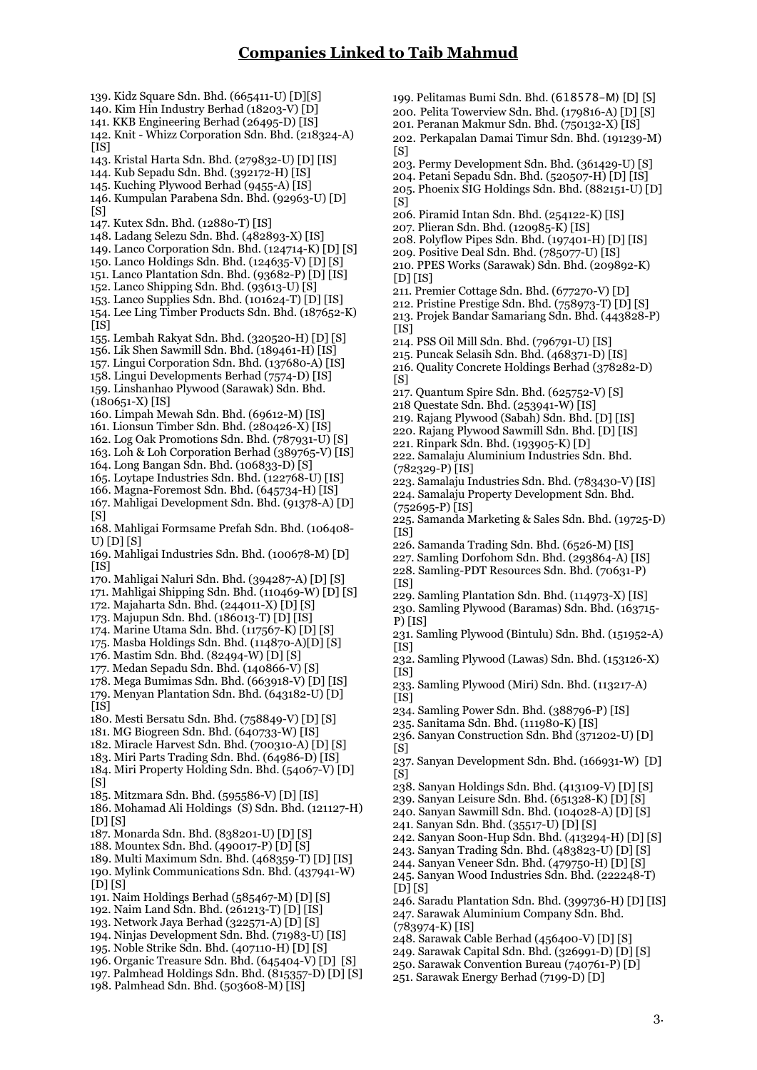## Companies Linked to Taib Mahmud

139. Kidz Square Sdn. Bhd. (665411-U) [D][S]
140. Kim Hin Industry Berhad (18203-V) [D]
141. KKB Engineering Berhad (26495-D) [IS]
142. Knit - Whizz Corporation Sdn. Bhd. (218324-A) [IS]
143. Kristal Harta Sdn. Bhd. (279832-U) [D] [IS]
144. Kub Sepadu Sdn. Bhd. (392172-H) [IS]
145. Kuching Plywood Berhad (9455-A) [IS]
146. Kumpulan Parabena Sdn. Bhd. (92963-U) [D] [S]
147. Kutex Sdn. Bhd. (12880-T) [IS]
148. Ladang Selezu Sdn. Bhd. (482893-X) [IS]
149. Lanco Corporation Sdn. Bhd. (124714-K) [D] [S]
150. Lanco Holdings Sdn. Bhd. (124635-V) [D] [S]
151. Lanco Plantation Sdn. Bhd. (93682-P) [D] [IS]
152. Lanco Shipping Sdn. Bhd. (93613-U) [S]
153. Lanco Supplies Sdn. Bhd. (101624-T) [D] [IS]
154. Lee Ling Timber Products Sdn. Bhd. (187652-K) [IS]
155. Lembah Rakyat Sdn. Bhd. (320520-H) [D] [S]
156. Lik Shen Sawmill Sdn. Bhd. (189461-H) [IS]
157. Lingui Corporation Sdn. Bhd. (137680-A) [IS]
158. Lingui Developments Berhad (7574-D) [IS]
159. Linshanhao Plywood (Sarawak) Sdn. Bhd. (180651-X) [IS]
160. Limpah Mewah Sdn. Bhd. (69612-M) [IS]
161. Lionsun Timber Sdn. Bhd. (280426-X) [IS]
162. Log Oak Promotions Sdn. Bhd. (787931-U) [S]
163. Loh & Loh Corporation Berhad (389765-V) [IS]
164. Long Bangan Sdn. Bhd. (106833-D) [S]
165. Loytape Industries Sdn. Bhd. (122768-U) [IS]
166. Magna-Foremost Sdn. Bhd. (645734-H) [IS]
167. Mahligai Development Sdn. Bhd. (91378-A) [D] [S]
168. Mahligai Formsame Prefah Sdn. Bhd. (106408-U) [D] [S]
169. Mahligai Industries Sdn. Bhd. (100678-M) [D] [IS]
170. Mahligai Naluri Sdn. Bhd. (394287-A) [D] [S]
171. Mahligai Shipping Sdn. Bhd. (110469-W) [D] [S]
172. Majaharta Sdn. Bhd. (244011-X) [D] [S]
173. Majupun Sdn. Bhd. (186013-T) [D] [IS]
174. Marine Utama Sdn. Bhd. (117567-K) [D] [S]
175. Masba Holdings Sdn. Bhd. (114870-A)[D] [S]
176. Mastim Sdn. Bhd. (82494-W) [D] [S]
177. Medan Sepadu Sdn. Bhd. (140866-V) [S]
178. Mega Bumimas Sdn. Bhd. (663918-V) [D] [IS]
179. Menyan Plantation Sdn. Bhd. (643182-U) [D] [IS]
180. Mesti Bersatu Sdn. Bhd. (758849-V) [D] [S]
181. MG Biogreen Sdn. Bhd. (640733-W) [IS]
182. Miracle Harvest Sdn. Bhd. (700310-A) [D] [S]
183. Miri Parts Trading Sdn. Bhd. (64986-D) [IS]
184. Miri Property Holding Sdn. Bhd. (54067-V) [D] [S]
185. Mitzmara Sdn. Bhd. (595586-V) [D] [IS]
186. Mohamad Ali Holdings (S) Sdn. Bhd. (121127-H) [D] [S]
187. Monarda Sdn. Bhd. (838201-U) [D] [S]
188. Mountex Sdn. Bhd. (490017-P) [D] [S]
189. Multi Maximum Sdn. Bhd. (468359-T) [D] [IS]
190. Mylink Communications Sdn. Bhd. (437941-W) [D] [S]
191. Naim Holdings Berhad (585467-M) [D] [S]
192. Naim Land Sdn. Bhd. (261213-T) [D] [IS]
193. Network Jaya Berhad (322571-A) [D] [S]
194. Ninjas Development Sdn. Bhd. (71983-U) [IS]
195. Noble Strike Sdn. Bhd. (407110-H) [D] [S]
196. Organic Treasure Sdn. Bhd. (645404-V) [D] [S]
197. Palmhead Holdings Sdn. Bhd. (815357-D) [D] [S]
198. Palmhead Sdn. Bhd. (503608-M) [IS]
199. Pelitamas Bumi Sdn. Bhd. (618578-M) [D] [S]
200. Pelita Towerview Sdn. Bhd. (179816-A) [D] [S]
201. Peranan Makmur Sdn. Bhd. (750132-X) [IS]
202. Perkapalan Damai Timur Sdn. Bhd. (191239-M) [S]
203. Permy Development Sdn. Bhd. (361429-U) [S]
204. Petani Sepadu Sdn. Bhd. (520507-H) [D] [IS]
205. Phoenix SIG Holdings Sdn. Bhd. (882151-U) [D] [S]
206. Piramid Intan Sdn. Bhd. (254122-K) [IS]
207. Plieran Sdn. Bhd. (120985-K) [IS]
208. Polyflow Pipes Sdn. Bhd. (197401-H) [D] [IS]
209. Positive Deal Sdn. Bhd. (785077-U) [IS]
210. PPES Works (Sarawak) Sdn. Bhd. (209892-K) [D] [IS]
211. Premier Cottage Sdn. Bhd. (677270-V) [D]
212. Pristine Prestige Sdn. Bhd. (758973-T) [D] [S]
213. Projek Bandar Samariang Sdn. Bhd. (443828-P) [IS]
214. PSS Oil Mill Sdn. Bhd. (796791-U) [IS]
215. Puncak Selasih Sdn. Bhd. (468371-D) [IS]
216. Quality Concrete Holdings Berhad (378282-D) [S]
217. Quantum Spire Sdn. Bhd. (625752-V) [S]
218 Questate Sdn. Bhd. (253941-W) [IS]
219. Rajang Plywood (Sabah) Sdn. Bhd. [D] [IS]
220. Rajang Plywood Sawmill Sdn. Bhd. [D] [IS]
221. Rinpark Sdn. Bhd. (193905-K) [D]
222. Samalaju Aluminium Industries Sdn. Bhd. (782329-P) [IS]
223. Samalaju Industries Sdn. Bhd. (783430-V) [IS]
224. Samalaju Property Development Sdn. Bhd. (752695-P) [IS]
225. Samanda Marketing & Sales Sdn. Bhd. (19725-D) [IS]
226. Samanda Trading Sdn. Bhd. (6526-M) [IS]
227. Samling Dorfohom Sdn. Bhd. (293864-A) [IS]
228. Samling-PDT Resources Sdn. Bhd. (70631-P) [IS]
229. Samling Plantation Sdn. Bhd. (114973-X) [IS]
230. Samling Plywood (Baramas) Sdn. Bhd. (163715-P) [IS]
231. Samling Plywood (Bintulu) Sdn. Bhd. (151952-A) [IS]
232. Samling Plywood (Lawas) Sdn. Bhd. (153126-X) [IS]
233. Samling Plywood (Miri) Sdn. Bhd. (113217-A) [IS]
234. Samling Power Sdn. Bhd. (388796-P) [IS]
235. Sanitama Sdn. Bhd. (111980-K) [IS]
236. Sanyan Construction Sdn. Bhd (371202-U) [D] [S]
237. Sanyan Development Sdn. Bhd. (166931-W) [D] [S]
238. Sanyan Holdings Sdn. Bhd. (413109-V) [D] [S]
239. Sanyan Leisure Sdn. Bhd. (651328-K) [D] [S]
240. Sanyan Sawmill Sdn. Bhd. (104028-A) [D] [S]
241. Sanyan Sdn. Bhd. (35517-U) [D] [S]
242. Sanyan Soon-Hup Sdn. Bhd. (413294-H) [D] [S]
243. Sanyan Trading Sdn. Bhd. (483823-U) [D] [S]
244. Sanyan Veneer Sdn. Bhd. (479750-H) [D] [S]
245. Sanyan Wood Industries Sdn. Bhd. (222248-T) [D] [S]
246. Saradu Plantation Sdn. Bhd. (399736-H) [D] [IS]
247. Sarawak Aluminium Company Sdn. Bhd. (783974-K) [IS]
248. Sarawak Cable Berhad (456400-V) [D] [S]
249. Sarawak Capital Sdn. Bhd. (326991-D) [D] [S]
250. Sarawak Convention Bureau (740761-P) [D]
251. Sarawak Energy Berhad (7199-D) [D]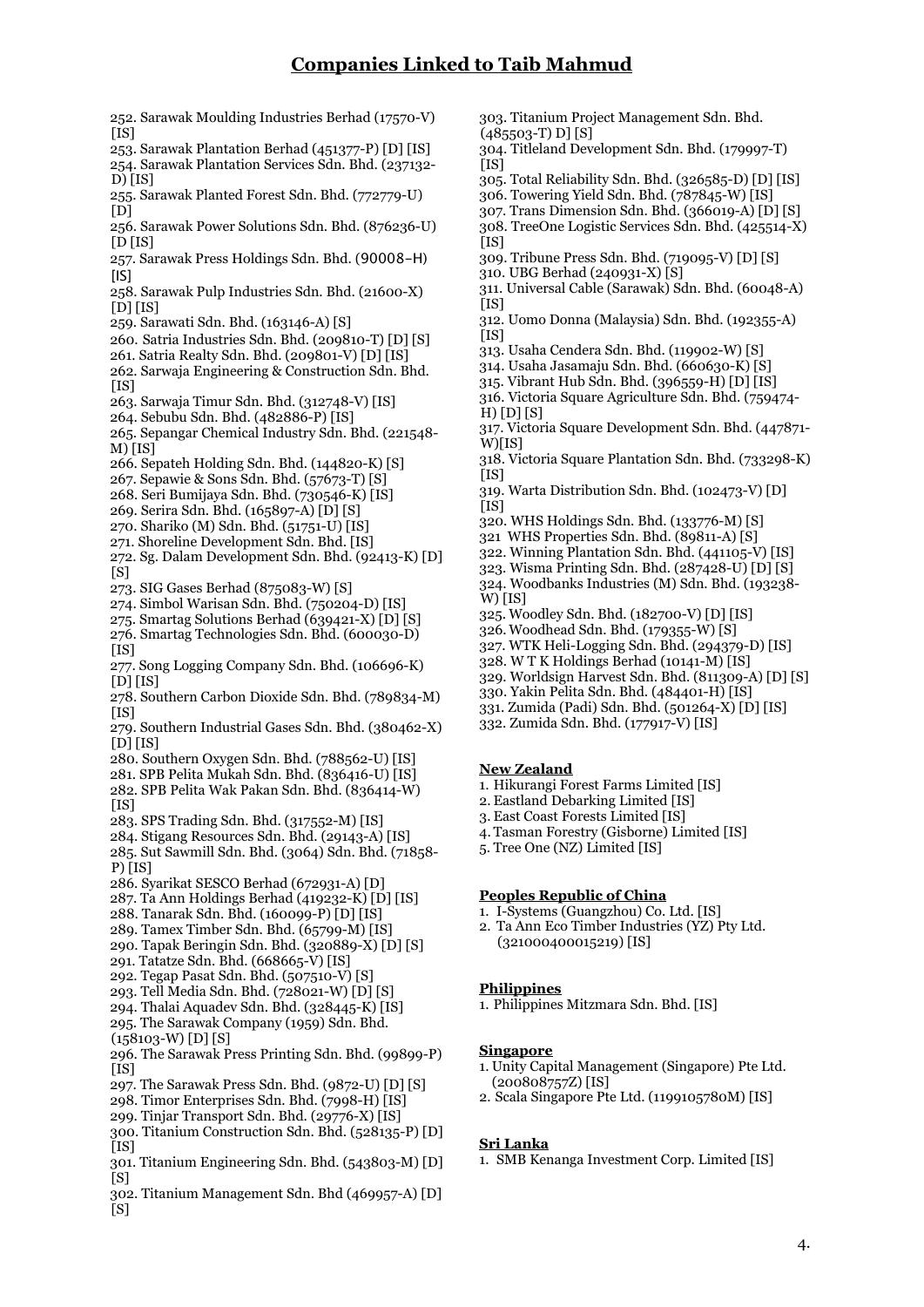## Companies Linked to Taib Mahmud

252. Sarawak Moulding Industries Berhad (17570-V) [IS]
253. Sarawak Plantation Berhad (451377-P) [D] [IS]
254. Sarawak Plantation Services Sdn. Bhd. (237132-D) [IS]
255. Sarawak Planted Forest Sdn. Bhd. (772779-U) [D]
256. Sarawak Power Solutions Sdn. Bhd. (876236-U) [D [IS]
257. Sarawak Press Holdings Sdn. Bhd. (90008–H) [IS]
258. Sarawak Pulp Industries Sdn. Bhd. (21600-X) [D] [IS]
259. Sarawati Sdn. Bhd. (163146-A) [S]
260. Satria Industries Sdn. Bhd. (209810-T) [D] [S]
261. Satria Realty Sdn. Bhd. (209801-V) [D] [IS]
262. Sarwaja Engineering & Construction Sdn. Bhd. [IS]
263. Sarwaja Timur Sdn. Bhd. (312748-V) [IS]
264. Sebubu Sdn. Bhd. (482886-P) [IS]
265. Sepangar Chemical Industry Sdn. Bhd. (221548-M) [IS]
266. Sepateh Holding Sdn. Bhd. (144820-K) [S]
267. Sepawie & Sons Sdn. Bhd. (57673-T) [S]
268. Seri Bumijaya Sdn. Bhd. (730546-K) [IS]
269. Serira Sdn. Bhd. (165897-A) [D] [S]
270. Shariko (M) Sdn. Bhd. (51751-U) [IS]
271. Shoreline Development Sdn. Bhd. [IS]
272. Sg. Dalam Development Sdn. Bhd. (92413-K) [D] [S]
273. SIG Gases Berhad (875083-W) [S]
274. Simbol Warisan Sdn. Bhd. (750204-D) [IS]
275. Smartag Solutions Berhad (639421-X) [D] [S]
276. Smartag Technologies Sdn. Bhd. (600030-D) [IS]
277. Song Logging Company Sdn. Bhd. (106696-K) [D] [IS]
278. Southern Carbon Dioxide Sdn. Bhd. (789834-M) [IS]
279. Southern Industrial Gases Sdn. Bhd. (380462-X) [D] [IS]
280. Southern Oxygen Sdn. Bhd. (788562-U) [IS]
281. SPB Pelita Mukah Sdn. Bhd. (836416-U) [IS]
282. SPB Pelita Wak Pakan Sdn. Bhd. (836414-W) [IS]
283. SPS Trading Sdn. Bhd. (317552-M) [IS]
284. Stigang Resources Sdn. Bhd. (29143-A) [IS]
285. Sut Sawmill Sdn. Bhd. (3064) Sdn. Bhd. (71858-P) [IS]
286. Syarikat SESCO Berhad (672931-A) [D]
287. Ta Ann Holdings Berhad (419232-K) [D] [IS]
288. Tanarak Sdn. Bhd. (160099-P) [D] [IS]
289. Tamex Timber Sdn. Bhd. (65799-M) [IS]
290. Tapak Beringin Sdn. Bhd. (320889-X) [D] [S]
291. Tatatze Sdn. Bhd. (668665-V) [IS]
292. Tegap Pasat Sdn. Bhd. (507510-V) [S]
293. Tell Media Sdn. Bhd. (728021-W) [D] [S]
294. Thalai Aquadev Sdn. Bhd. (328445-K) [IS]
295. The Sarawak Company (1959) Sdn. Bhd. (158103-W) [D] [S]
296. The Sarawak Press Printing Sdn. Bhd. (99899-P) [IS]
297. The Sarawak Press Sdn. Bhd. (9872-U) [D] [S]
298. Timor Enterprises Sdn. Bhd. (7998-H) [IS]
299. Tinjar Transport Sdn. Bhd. (29776-X) [IS]
300. Titanium Construction Sdn. Bhd. (528135-P) [D] [IS]
301. Titanium Engineering Sdn. Bhd. (543803-M) [D] [S]
302. Titanium Management Sdn. Bhd (469957-A) [D] [S]
303. Titanium Project Management Sdn. Bhd. (485503-T) D] [S]
304. Titleland Development Sdn. Bhd. (179997-T) [IS]
305. Total Reliability Sdn. Bhd. (326585-D) [D] [IS]
306. Towering Yield Sdn. Bhd. (787845-W) [IS]
307. Trans Dimension Sdn. Bhd. (366019-A) [D] [S]
308. TreeOne Logistic Services Sdn. Bhd. (425514-X) [IS]
309. Tribune Press Sdn. Bhd. (719095-V) [D] [S]
310. UBG Berhad (240931-X) [S]
311. Universal Cable (Sarawak) Sdn. Bhd. (60048-A) [IS]
312. Uomo Donna (Malaysia) Sdn. Bhd. (192355-A) [IS]
313. Usaha Cendera Sdn. Bhd. (119902-W) [S]
314. Usaha Jasamaju Sdn. Bhd. (660630-K) [S]
315. Vibrant Hub Sdn. Bhd. (396559-H) [D] [IS]
316. Victoria Square Agriculture Sdn. Bhd. (759474-H) [D] [S]
317. Victoria Square Development Sdn. Bhd. (447871-W)[IS]
318. Victoria Square Plantation Sdn. Bhd. (733298-K) [IS]
319. Warta Distribution Sdn. Bhd. (102473-V) [D] [IS]
320. WHS Holdings Sdn. Bhd. (133776-M) [S]
321 WHS Properties Sdn. Bhd. (89811-A) [S]
322. Winning Plantation Sdn. Bhd. (441105-V) [IS]
323. Wisma Printing Sdn. Bhd. (287428-U) [D] [S]
324. Woodbanks Industries (M) Sdn. Bhd. (193238-W) [IS]
325. Woodley Sdn. Bhd. (182700-V) [D] [IS]
326. Woodhead Sdn. Bhd. (179355-W) [S]
327. WTK Heli-Logging Sdn. Bhd. (294379-D) [IS]
328. W T K Holdings Berhad (10141-M) [IS]
329. Worldsign Harvest Sdn. Bhd. (811309-A) [D] [S]
330. Yakin Pelita Sdn. Bhd. (484401-H) [IS]
331. Zumida (Padi) Sdn. Bhd. (501264-X) [D] [IS]
332. Zumida Sdn. Bhd. (177917-V) [IS]

### New Zealand

1. Hikurangi Forest Farms Limited [IS]
2. Eastland Debarking Limited [IS]
3. East Coast Forests Limited [IS]
4. Tasman Forestry (Gisborne) Limited [IS]
5. Tree One (NZ) Limited [IS]

### Peoples Republic of China

1. I-Systems (Guangzhou) Co. Ltd. [IS]
2. Ta Ann Eco Timber Industries (YZ) Pty Ltd. (321000400015219) [IS]

### Philippines

1. Philippines Mitzmara Sdn. Bhd. [IS]

### Singapore

1. Unity Capital Management (Singapore) Pte Ltd. (200808757Z) [IS]
2. Scala Singapore Pte Ltd. (1199105780M) [IS]

### Sri Lanka

1. SMB Kenanga Investment Corp. Limited [IS]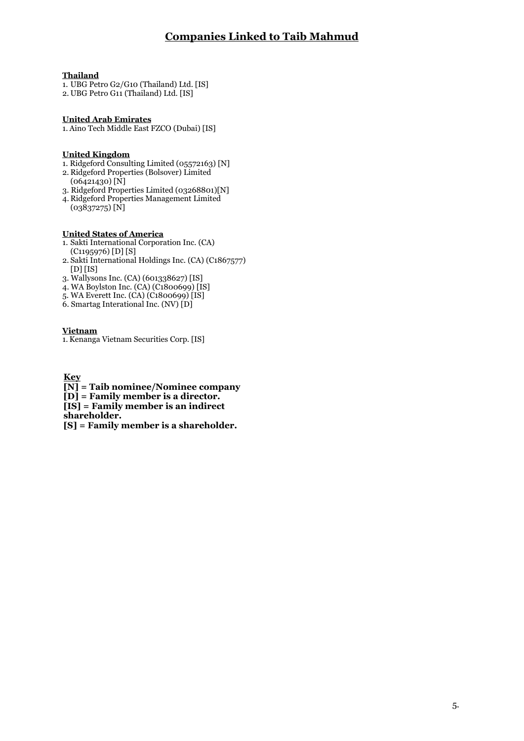# Companies Linked to Taib Mahmud

**Thailand**

1. UBG Petro G2/G10 (Thailand) Ltd. [IS]
2. UBG Petro G11 (Thailand) Ltd. [IS]

**United Arab Emirates**

1. Aino Tech Middle East FZCO (Dubai) [IS]

**United Kingdom**

1. Ridgeford Consulting Limited (05572163) [N]
2. Ridgeford Properties (Bolsover) Limited (06421430) [N]
3. Ridgeford Properties Limited (03268801)[N]
4. Ridgeford Properties Management Limited (03837275) [N]

**United States of America**

1. Sakti International Corporation Inc. (CA) (C1195976) [D] [S]
2. Sakti International Holdings Inc. (CA) (C1867577) [D] [IS]
3. Wallysons Inc. (CA) (601338627) [IS]
4. WA Boylston Inc. (CA) (C1800699) [IS]
5. WA Everett Inc. (CA) (C1800699) [IS]
6. Smartag Interational Inc. (NV) [D]

**Vietnam**

1. Kenanga Vietnam Securities Corp. [IS]

**Key**
**[N] = Taib nominee/Nominee company**
**[D] = Family member is a director.**
**[IS] = Family member is an indirect shareholder.**
**[S] = Family member is a shareholder.**